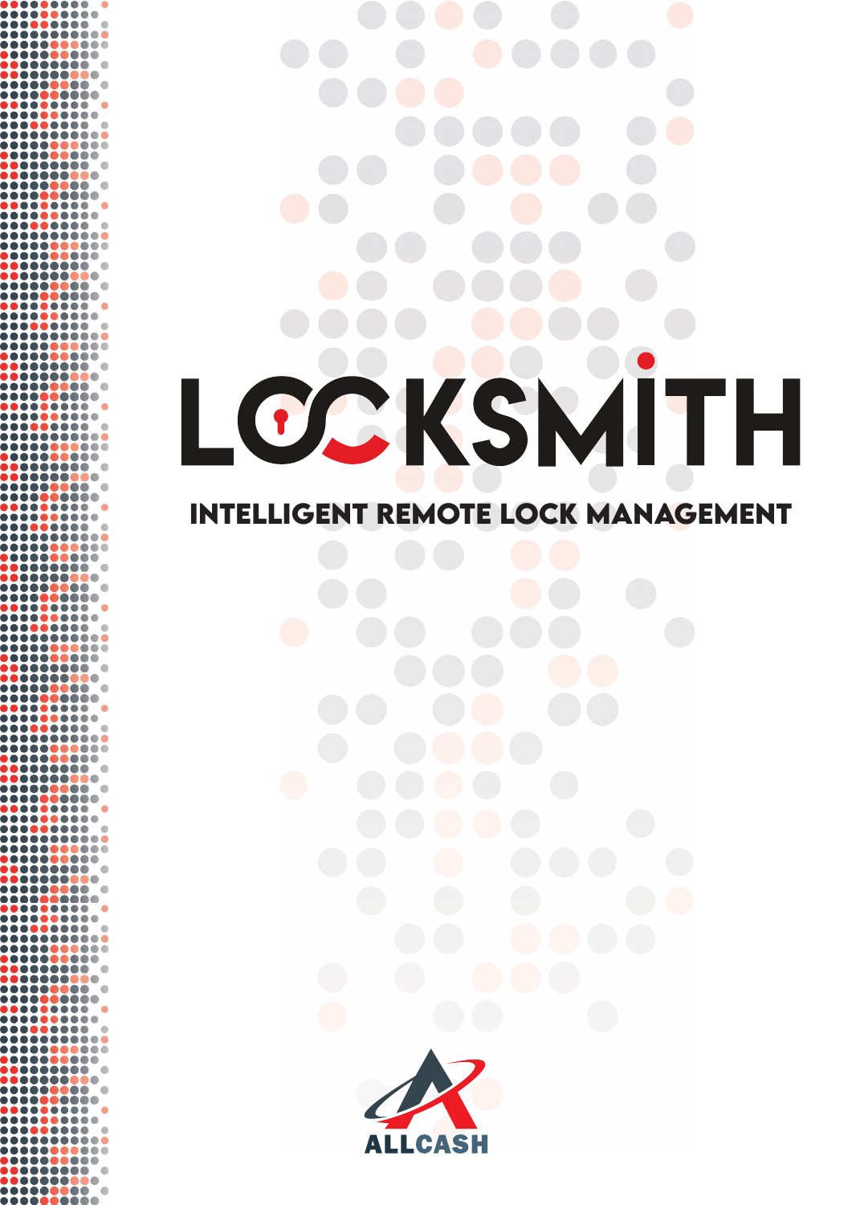# LOCKSMITH

## INTELLIGENT REMOTE LOCK MANAGEMENT

ALLCASH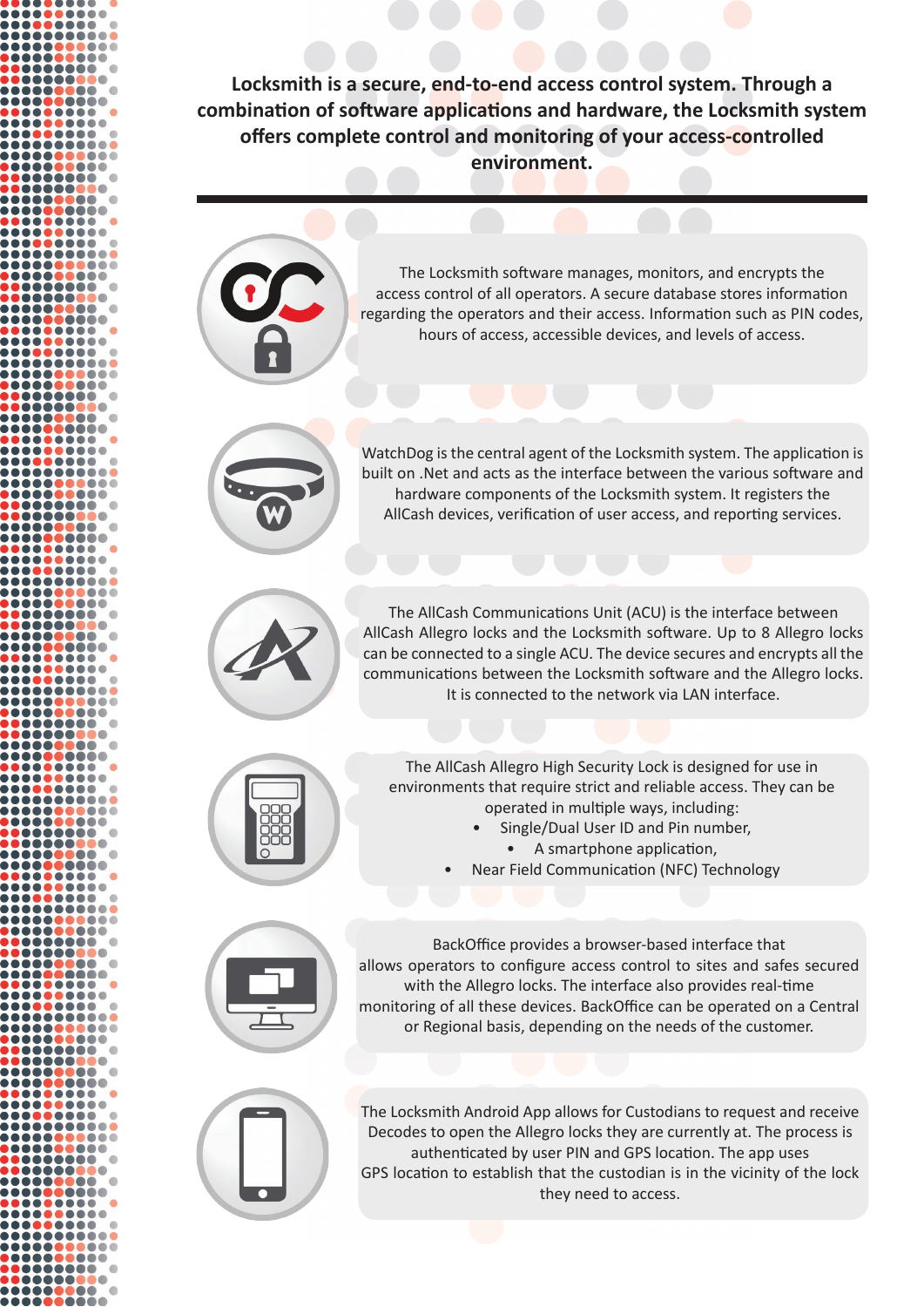**Locksmith is a secure, end-to-end access control system. Through a combination of software applications and hardware, the Locksmith system offers complete control and monitoring of your access-controlled environment.**

---

The Locksmith software manages, monitors, and encrypts the access control of all operators. A secure database stores information regarding the operators and their access. Information such as PIN codes, hours of access, accessible devices, and levels of access.

WatchDog is the central agent of the Locksmith system. The application is built on .Net and acts as the interface between the various software and hardware components of the Locksmith system. It registers the AllCash devices, verification of user access, and reporting services.

The AllCash Communications Unit (ACU) is the interface between AllCash Allegro locks and the Locksmith software. Up to 8 Allegro locks can be connected to a single ACU. The device secures and encrypts all the communications between the Locksmith software and the Allegro locks. It is connected to the network via LAN interface.

The AllCash Allegro High Security Lock is designed for use in environments that require strict and reliable access. They can be operated in multiple ways, including:

- Single/Dual User ID and Pin number,
- A smartphone application,
- Near Field Communication (NFC) Technology

BackOffice provides a browser-based interface that allows operators to configure access control to sites and safes secured with the Allegro locks. The interface also provides real-time monitoring of all these devices. BackOffice can be operated on a Central or Regional basis, depending on the needs of the customer.

The Locksmith Android App allows for Custodians to request and receive Decodes to open the Allegro locks they are currently at. The process is authenticated by user PIN and GPS location. The app uses GPS location to establish that the custodian is in the vicinity of the lock they need to access.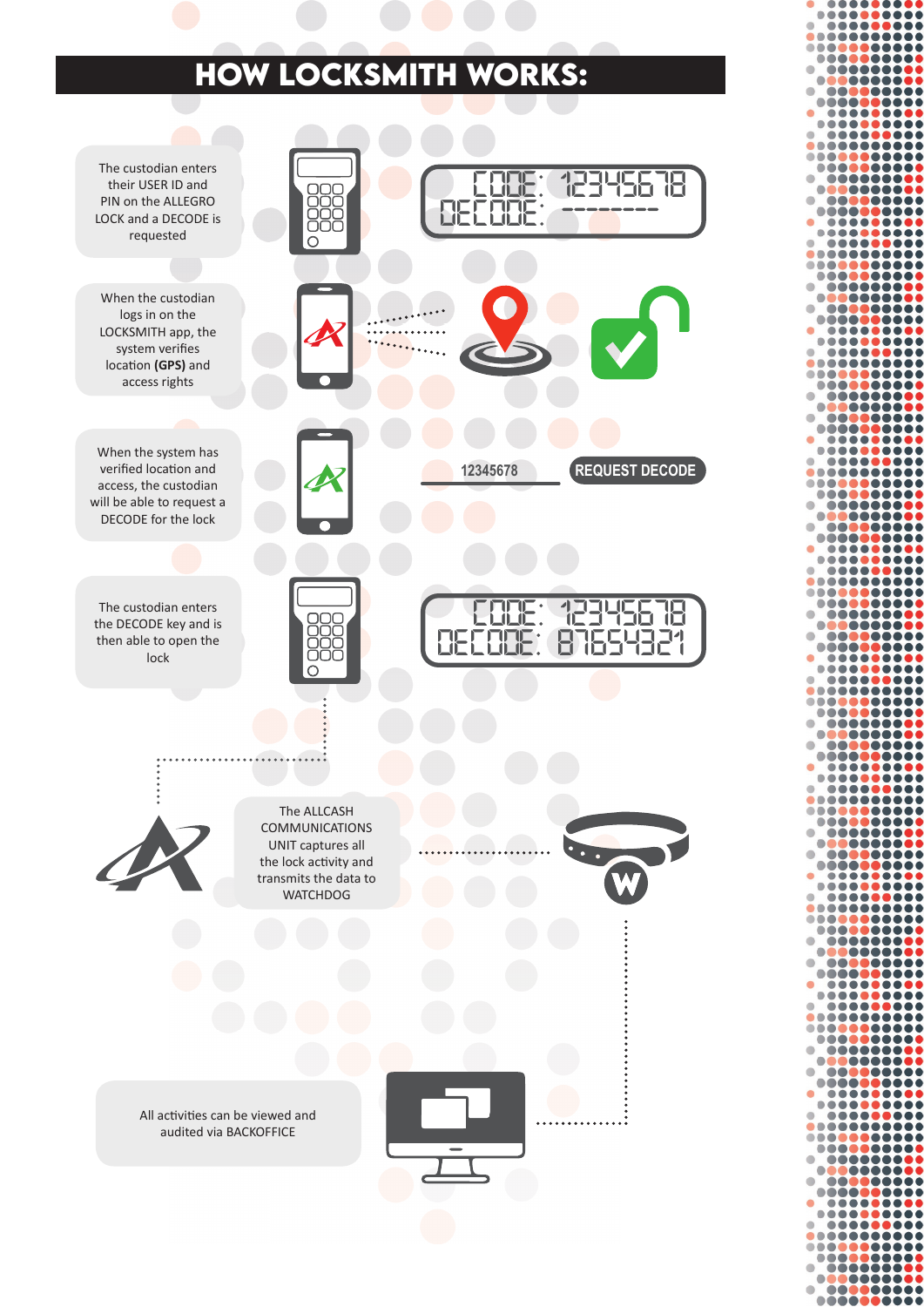# HOW LOCKSMITH WORKS:

The custodian enters their USER ID and PIN on the ALLEGRO LOCK and a DECODE is requested

CODE: 12345678
DECODE: --------

When the custodian logs in on the LOCKSMITH app, the system verifies location **(GPS)** and access rights

When the system has verified location and access, the custodian will be able to request a DECODE for the lock

12345678 REQUEST DECODE

The custodian enters the DECODE key and is then able to open the lock

CODE: 12345678
DECODE: 87654321

The ALLCASH COMMUNICATIONS UNIT captures all the lock activity and transmits the data to WATCHDOG

All activities can be viewed and audited via BACKOFFICE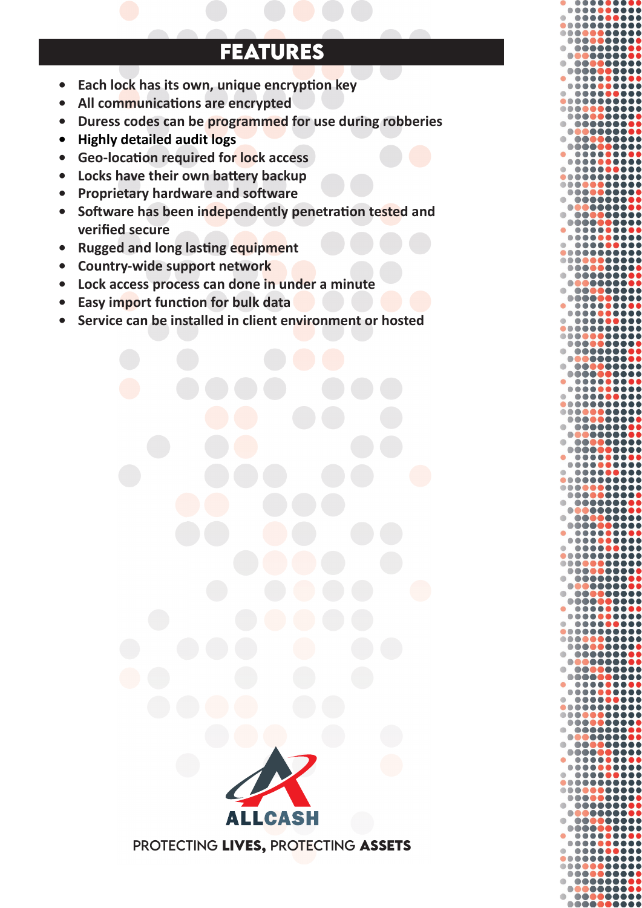# FEATURES

- Each lock has its own, unique encryption key
- All communications are encrypted
- Duress codes can be programmed for use during robberies
- Highly detailed audit logs
- Geo-location required for lock access
- Locks have their own battery backup
- Proprietary hardware and software
- Software has been independently penetration tested and verified secure
- Rugged and long lasting equipment
- Country-wide support network
- Lock access process can done in under a minute
- Easy import function for bulk data
- Service can be installed in client environment or hosted

ALLCASH

PROTECTING **LIVES,** PROTECTING **ASSETS**